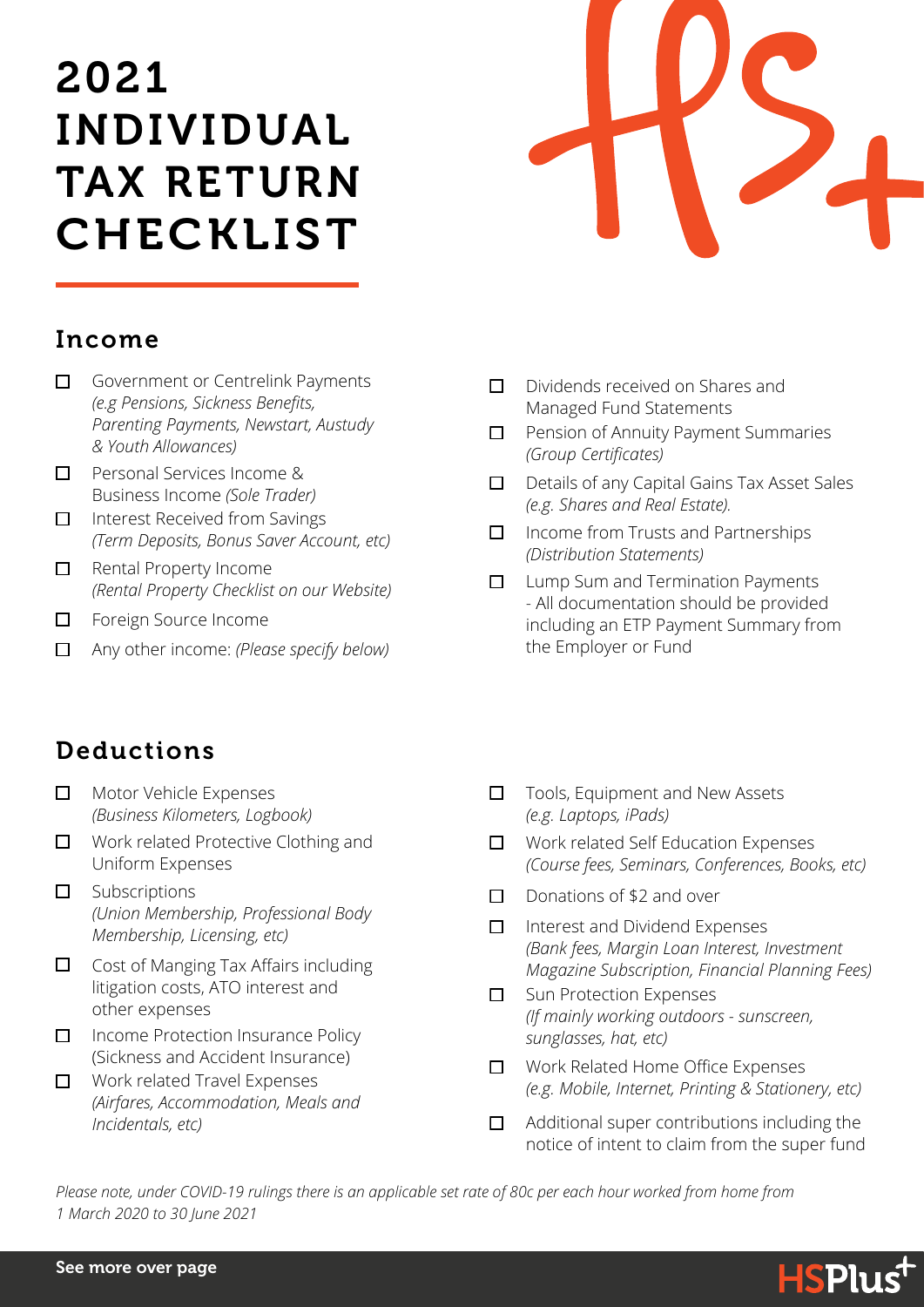# 2021 INDIVIDUAL TAX RETURN CHECKLIST

## Income

- ☐ Government or Centrelink Payments *(e.g Pensions, Sickness Benefits, Parenting Payments, Newstart, Austudy & Youth Allowances)*
- ☐ Personal Services Income & Business Income *(Sole Trader)*
- ☐ Interest Received from Savings *(Term Deposits, Bonus Saver Account, etc)*
- ☐ Rental Property Income *(Rental Property Checklist on our Website)*
- ☐ Foreign Source Income
- ☐ Any other income: *(Please specify below)*
- ☐ Dividends received on Shares and Managed Fund Statements
- ☐ Pension of Annuity Payment Summaries *(Group Certificates)*
- ☐ Details of any Capital Gains Tax Asset Sales *(e.g. Shares and Real Estate).*
- ☐ Income from Trusts and Partnerships *(Distribution Statements)*
- ☐ Lump Sum and Termination Payments - All documentation should be provided including an ETP Payment Summary from the Employer or Fund

## Deductions

- ☐ Motor Vehicle Expenses *(Business Kilometers, Logbook)*
- ☐ Work related Protective Clothing and Uniform Expenses
- ☐ Subscriptions *(Union Membership, Professional Body Membership, Licensing, etc)*
- ☐ Cost of Manging Tax Affairs including litigation costs, ATO interest and other expenses
- ☐ Income Protection Insurance Policy (Sickness and Accident Insurance)
- ☐ Work related Travel Expenses *(Airfares, Accommodation, Meals and Incidentals, etc)*
- ☐ Tools, Equipment and New Assets *(e.g. Laptops, iPads)*
- ☐ Work related Self Education Expenses *(Course fees, Seminars, Conferences, Books, etc)*
- ☐ Donations of $2 and over
- ☐ Interest and Dividend Expenses *(Bank fees, Margin Loan Interest, Investment Magazine Subscription, Financial Planning Fees)*
- ☐ Sun Protection Expenses *(If mainly working outdoors - sunscreen, sunglasses, hat, etc)*
- ☐ Work Related Home Office Expenses *(e.g. Mobile, Internet, Printing & Stationery, etc)*
- ☐ Additional super contributions including the notice of intent to claim from the super fund

*Please note, under COVID-19 rulings there is an applicable set rate of 80c per each hour worked from home from 1 March 2020 to 30 June 2021*

**See more over page**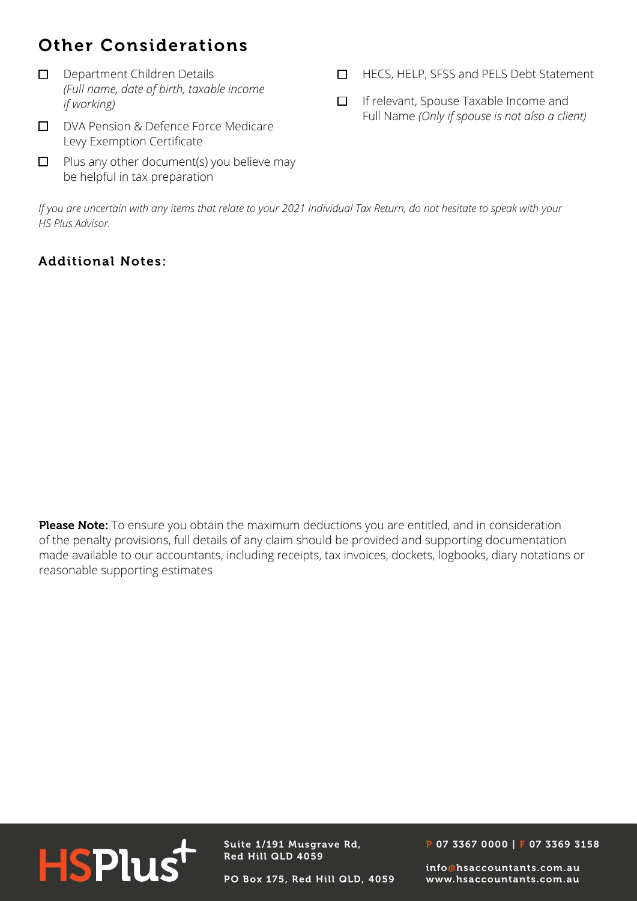## Other Considerations

- ☐ Department Children Details *(Full name, date of birth, taxable income if working)*
- ☐ DVA Pension & Defence Force Medicare Levy Exemption Certificate
- ☐ Plus any other document(s) you believe may be helpful in tax preparation
- ☐ HECS, HELP, SFSS and PELS Debt Statement
- ☐ If relevant, Spouse Taxable Income and Full Name *(Only if spouse is not also a client)*

*If you are uncertain with any items that relate to your 2021 Individual Tax Return, do not hesitate to speak with your HS Plus Advisor.*

### Additional Notes:

**Please Note:** To ensure you obtain the maximum deductions you are entitled, and in consideration of the penalty provisions, full details of any claim should be provided and supporting documentation made available to our accountants, including receipts, tax invoices, dockets, logbooks, diary notations or reasonable supporting estimates

HSPlus

Suite 1/191 Musgrave Rd, Red Hill QLD 4059

PO Box 175, Red Hill QLD, 4059

P 07 3367 0000 | F 07 3369 3158

info@hsaccountants.com.au
www.hsaccountants.com.au